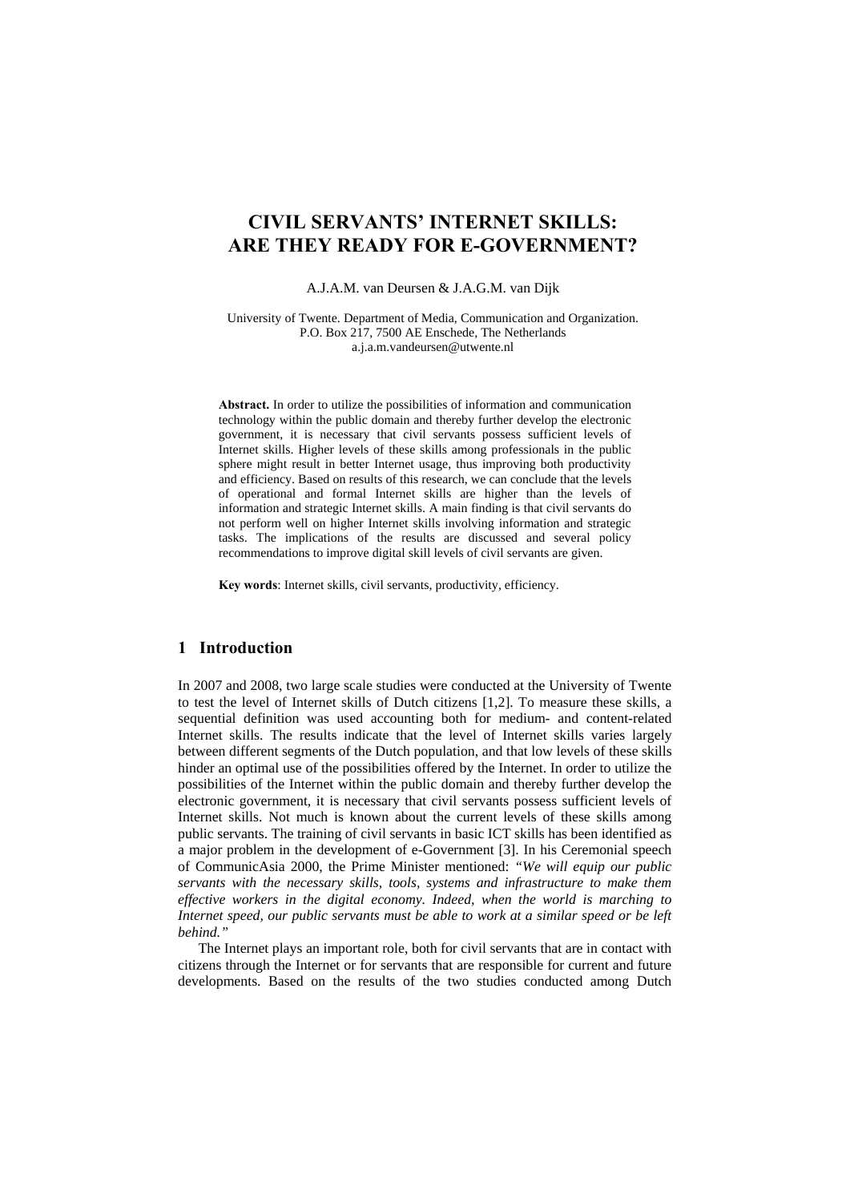# CIVIL SERVANTS' INTERNET SKILLS: ARE THEY READY FOR E-GOVERNMENT?

A.J.A.M. van Deursen & J.A.G.M. van Dijk

University of Twente. Department of Media, Communication and Organization.
P.O. Box 217, 7500 AE Enschede, The Netherlands
a.j.a.m.vandeursen@utwente.nl

**Abstract.** In order to utilize the possibilities of information and communication technology within the public domain and thereby further develop the electronic government, it is necessary that civil servants possess sufficient levels of Internet skills. Higher levels of these skills among professionals in the public sphere might result in better Internet usage, thus improving both productivity and efficiency. Based on results of this research, we can conclude that the levels of operational and formal Internet skills are higher than the levels of information and strategic Internet skills. A main finding is that civil servants do not perform well on higher Internet skills involving information and strategic tasks. The implications of the results are discussed and several policy recommendations to improve digital skill levels of civil servants are given.

**Key words**: Internet skills, civil servants, productivity, efficiency.

## 1 Introduction

In 2007 and 2008, two large scale studies were conducted at the University of Twente to test the level of Internet skills of Dutch citizens [1,2]. To measure these skills, a sequential definition was used accounting both for medium- and content-related Internet skills. The results indicate that the level of Internet skills varies largely between different segments of the Dutch population, and that low levels of these skills hinder an optimal use of the possibilities offered by the Internet. In order to utilize the possibilities of the Internet within the public domain and thereby further develop the electronic government, it is necessary that civil servants possess sufficient levels of Internet skills. Not much is known about the current levels of these skills among public servants. The training of civil servants in basic ICT skills has been identified as a major problem in the development of e-Government [3]. In his Ceremonial speech of CommunicAsia 2000, the Prime Minister mentioned: *"We will equip our public servants with the necessary skills, tools, systems and infrastructure to make them effective workers in the digital economy. Indeed, when the world is marching to Internet speed, our public servants must be able to work at a similar speed or be left behind."*

The Internet plays an important role, both for civil servants that are in contact with citizens through the Internet or for servants that are responsible for current and future developments. Based on the results of the two studies conducted among Dutch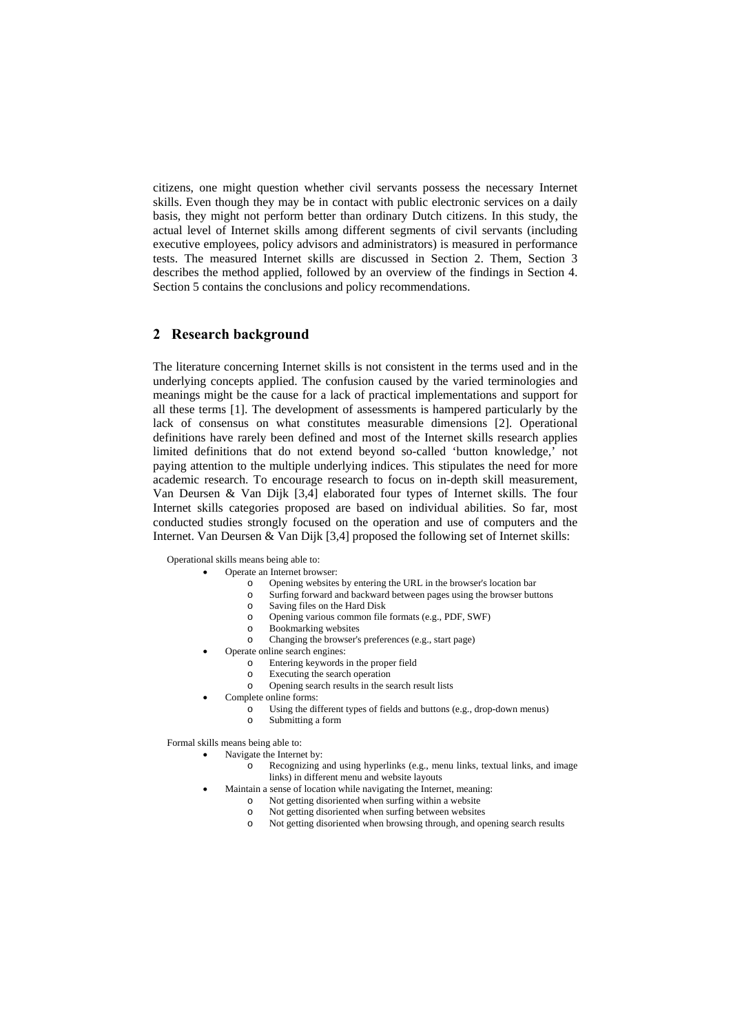citizens, one might question whether civil servants possess the necessary Internet skills. Even though they may be in contact with public electronic services on a daily basis, they might not perform better than ordinary Dutch citizens. In this study, the actual level of Internet skills among different segments of civil servants (including executive employees, policy advisors and administrators) is measured in performance tests. The measured Internet skills are discussed in Section 2. Them, Section 3 describes the method applied, followed by an overview of the findings in Section 4. Section 5 contains the conclusions and policy recommendations.

## 2 Research background

The literature concerning Internet skills is not consistent in the terms used and in the underlying concepts applied. The confusion caused by the varied terminologies and meanings might be the cause for a lack of practical implementations and support for all these terms [1]. The development of assessments is hampered particularly by the lack of consensus on what constitutes measurable dimensions [2]. Operational definitions have rarely been defined and most of the Internet skills research applies limited definitions that do not extend beyond so-called 'button knowledge,' not paying attention to the multiple underlying indices. This stipulates the need for more academic research. To encourage research to focus on in-depth skill measurement, Van Deursen & Van Dijk [3,4] elaborated four types of Internet skills. The four Internet skills categories proposed are based on individual abilities. So far, most conducted studies strongly focused on the operation and use of computers and the Internet. Van Deursen & Van Dijk [3,4] proposed the following set of Internet skills:

Operational skills means being able to:

- Operate an Internet browser:
  - Opening websites by entering the URL in the browser's location bar
  - Surfing forward and backward between pages using the browser buttons
  - Saving files on the Hard Disk
  - Opening various common file formats (e.g., PDF, SWF)
  - Bookmarking websites
  - Changing the browser's preferences (e.g., start page)
- Operate online search engines:
  - Entering keywords in the proper field
  - Executing the search operation
  - Opening search results in the search result lists
- Complete online forms:
  - Using the different types of fields and buttons (e.g., drop-down menus)
  - Submitting a form

Formal skills means being able to:

- Navigate the Internet by:
  - Recognizing and using hyperlinks (e.g., menu links, textual links, and image links) in different menu and website layouts
- Maintain a sense of location while navigating the Internet, meaning:
  - Not getting disoriented when surfing within a website
  - Not getting disoriented when surfing between websites
  - Not getting disoriented when browsing through, and opening search results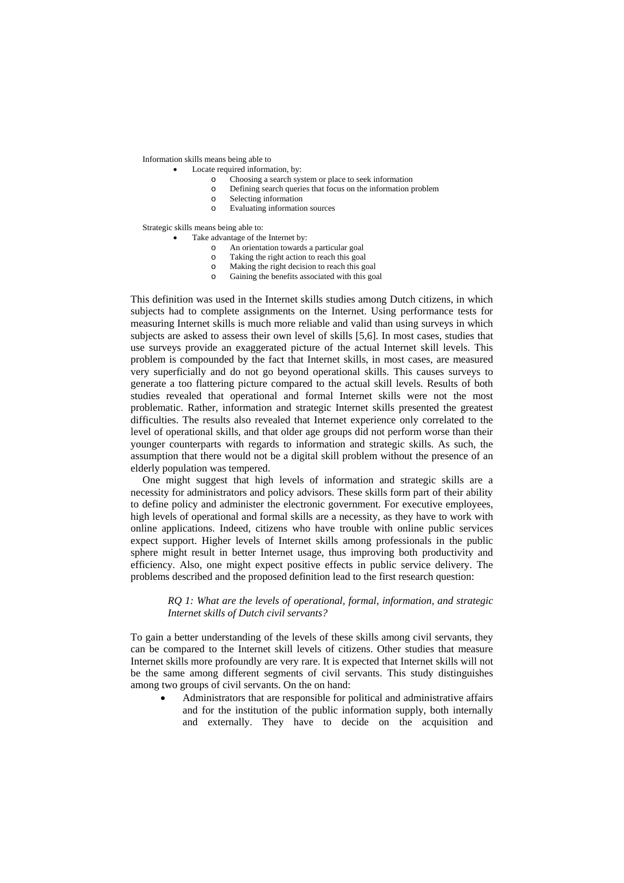Information skills means being able to

- Locate required information, by:
  - Choosing a search system or place to seek information
  - Defining search queries that focus on the information problem
  - Selecting information
  - Evaluating information sources

Strategic skills means being able to:

- Take advantage of the Internet by:
  - An orientation towards a particular goal
  - Taking the right action to reach this goal
  - Making the right decision to reach this goal
  - Gaining the benefits associated with this goal

This definition was used in the Internet skills studies among Dutch citizens, in which subjects had to complete assignments on the Internet. Using performance tests for measuring Internet skills is much more reliable and valid than using surveys in which subjects are asked to assess their own level of skills [5,6]. In most cases, studies that use surveys provide an exaggerated picture of the actual Internet skill levels. This problem is compounded by the fact that Internet skills, in most cases, are measured very superficially and do not go beyond operational skills. This causes surveys to generate a too flattering picture compared to the actual skill levels. Results of both studies revealed that operational and formal Internet skills were not the most problematic. Rather, information and strategic Internet skills presented the greatest difficulties. The results also revealed that Internet experience only correlated to the level of operational skills, and that older age groups did not perform worse than their younger counterparts with regards to information and strategic skills. As such, the assumption that there would not be a digital skill problem without the presence of an elderly population was tempered.

One might suggest that high levels of information and strategic skills are a necessity for administrators and policy advisors. These skills form part of their ability to define policy and administer the electronic government. For executive employees, high levels of operational and formal skills are a necessity, as they have to work with online applications. Indeed, citizens who have trouble with online public services expect support. Higher levels of Internet skills among professionals in the public sphere might result in better Internet usage, thus improving both productivity and efficiency. Also, one might expect positive effects in public service delivery. The problems described and the proposed definition lead to the first research question:

> *RQ 1: What are the levels of operational, formal, information, and strategic Internet skills of Dutch civil servants?*

To gain a better understanding of the levels of these skills among civil servants, they can be compared to the Internet skill levels of citizens. Other studies that measure Internet skills more profoundly are very rare. It is expected that Internet skills will not be the same among different segments of civil servants. This study distinguishes among two groups of civil servants. On the on hand:

- Administrators that are responsible for political and administrative affairs and for the institution of the public information supply, both internally and externally. They have to decide on the acquisition and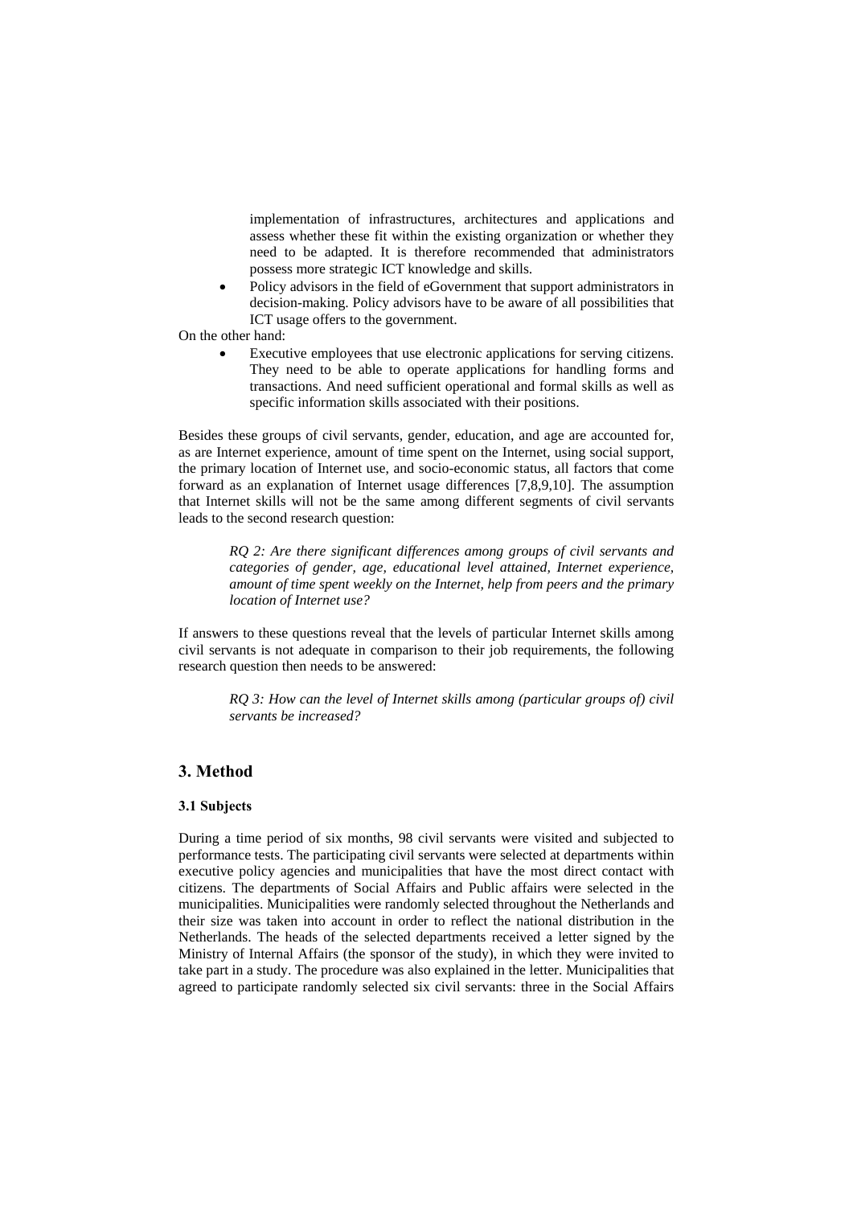implementation of infrastructures, architectures and applications and assess whether these fit within the existing organization or whether they need to be adapted. It is therefore recommended that administrators possess more strategic ICT knowledge and skills.

- Policy advisors in the field of eGovernment that support administrators in decision-making. Policy advisors have to be aware of all possibilities that ICT usage offers to the government.

On the other hand:

- Executive employees that use electronic applications for serving citizens. They need to be able to operate applications for handling forms and transactions. And need sufficient operational and formal skills as well as specific information skills associated with their positions.

Besides these groups of civil servants, gender, education, and age are accounted for, as are Internet experience, amount of time spent on the Internet, using social support, the primary location of Internet use, and socio-economic status, all factors that come forward as an explanation of Internet usage differences [7,8,9,10]. The assumption that Internet skills will not be the same among different segments of civil servants leads to the second research question:

> *RQ 2: Are there significant differences among groups of civil servants and categories of gender, age, educational level attained, Internet experience, amount of time spent weekly on the Internet, help from peers and the primary location of Internet use?*

If answers to these questions reveal that the levels of particular Internet skills among civil servants is not adequate in comparison to their job requirements, the following research question then needs to be answered:

> *RQ 3: How can the level of Internet skills among (particular groups of) civil servants be increased?*

## 3. Method

### 3.1 Subjects

During a time period of six months, 98 civil servants were visited and subjected to performance tests. The participating civil servants were selected at departments within executive policy agencies and municipalities that have the most direct contact with citizens. The departments of Social Affairs and Public affairs were selected in the municipalities. Municipalities were randomly selected throughout the Netherlands and their size was taken into account in order to reflect the national distribution in the Netherlands. The heads of the selected departments received a letter signed by the Ministry of Internal Affairs (the sponsor of the study), in which they were invited to take part in a study. The procedure was also explained in the letter. Municipalities that agreed to participate randomly selected six civil servants: three in the Social Affairs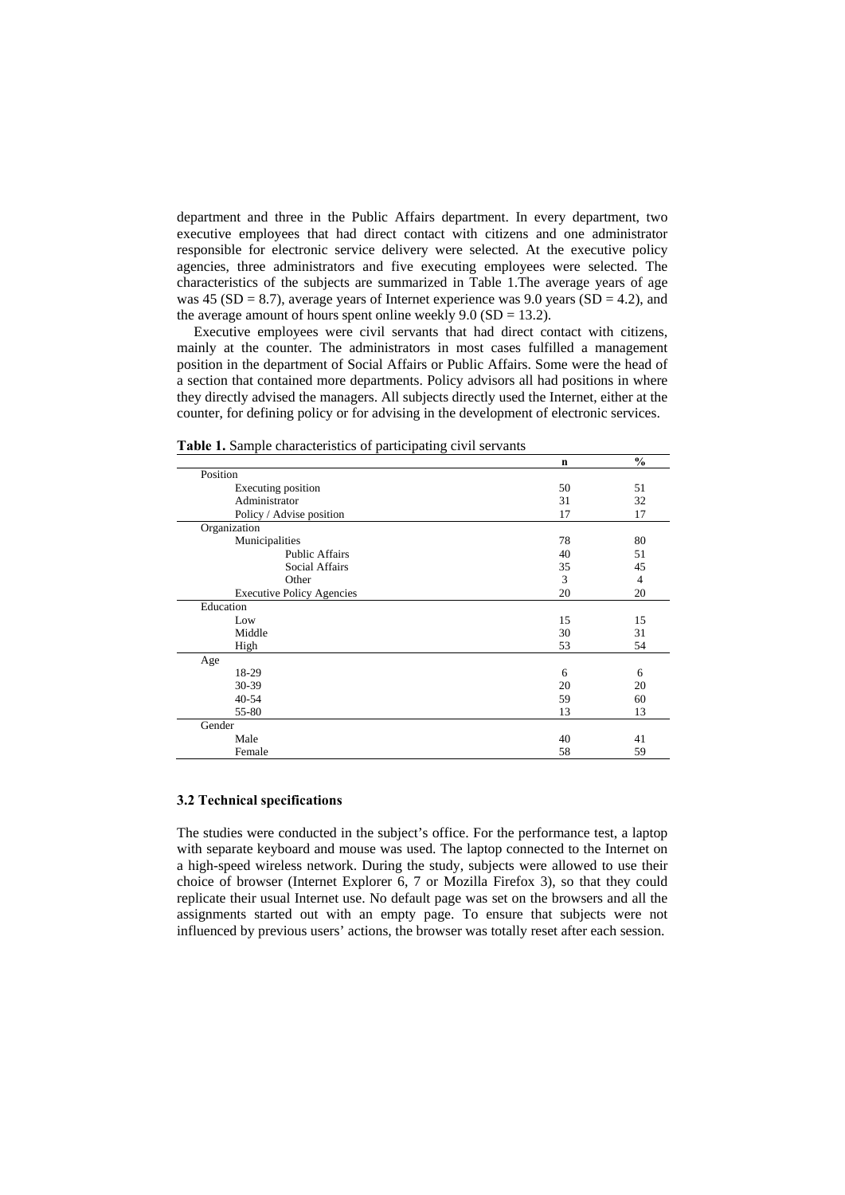department and three in the Public Affairs department. In every department, two executive employees that had direct contact with citizens and one administrator responsible for electronic service delivery were selected. At the executive policy agencies, three administrators and five executing employees were selected. The characteristics of the subjects are summarized in Table 1.The average years of age was 45 (SD = 8.7), average years of Internet experience was 9.0 years (SD = 4.2), and the average amount of hours spent online weekly 9.0 (SD = 13.2).

Executive employees were civil servants that had direct contact with citizens, mainly at the counter. The administrators in most cases fulfilled a management position in the department of Social Affairs or Public Affairs. Some were the head of a section that contained more departments. Policy advisors all had positions in where they directly advised the managers. All subjects directly used the Internet, either at the counter, for defining policy or for advising in the development of electronic services.

**Table 1.** Sample characteristics of participating civil servants

| | n | % |
|---|---|---|
| Position | | |
| Executing position | 50 | 51 |
| Administrator | 31 | 32 |
| Policy / Advise position | 17 | 17 |
| Organization | | |
| Municipalities | 78 | 80 |
| Public Affairs | 40 | 51 |
| Social Affairs | 35 | 45 |
| Other | 3 | 4 |
| Executive Policy Agencies | 20 | 20 |
| Education | | |
| Low | 15 | 15 |
| Middle | 30 | 31 |
| High | 53 | 54 |
| Age | | |
| 18-29 | 6 | 6 |
| 30-39 | 20 | 20 |
| 40-54 | 59 | 60 |
| 55-80 | 13 | 13 |
| Gender | | |
| Male | 40 | 41 |
| Female | 58 | 59 |

### 3.2 Technical specifications

The studies were conducted in the subject's office. For the performance test, a laptop with separate keyboard and mouse was used. The laptop connected to the Internet on a high-speed wireless network. During the study, subjects were allowed to use their choice of browser (Internet Explorer 6, 7 or Mozilla Firefox 3), so that they could replicate their usual Internet use. No default page was set on the browsers and all the assignments started out with an empty page. To ensure that subjects were not influenced by previous users' actions, the browser was totally reset after each session.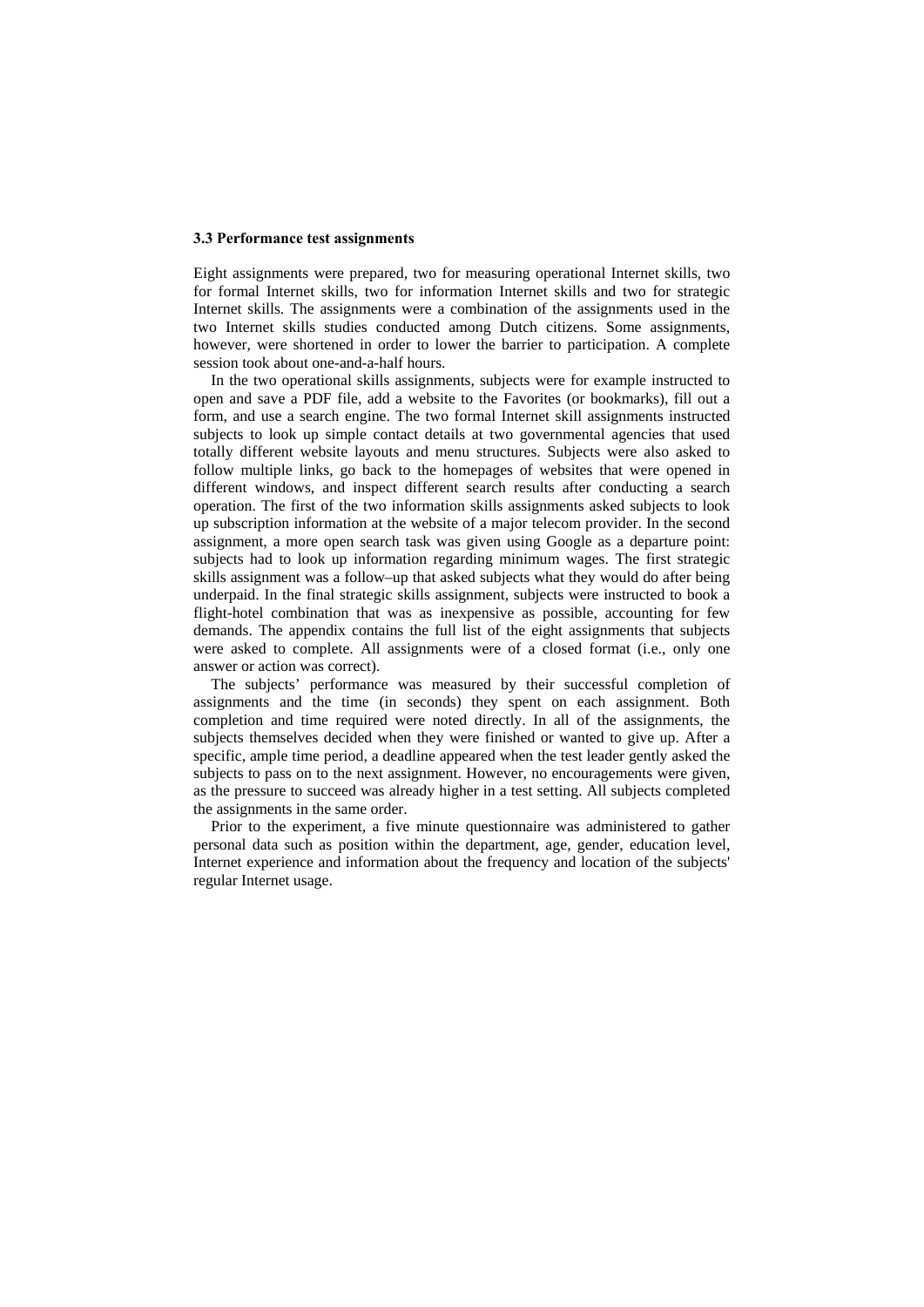### 3.3 Performance test assignments

Eight assignments were prepared, two for measuring operational Internet skills, two for formal Internet skills, two for information Internet skills and two for strategic Internet skills. The assignments were a combination of the assignments used in the two Internet skills studies conducted among Dutch citizens. Some assignments, however, were shortened in order to lower the barrier to participation. A complete session took about one-and-a-half hours.

In the two operational skills assignments, subjects were for example instructed to open and save a PDF file, add a website to the Favorites (or bookmarks), fill out a form, and use a search engine. The two formal Internet skill assignments instructed subjects to look up simple contact details at two governmental agencies that used totally different website layouts and menu structures. Subjects were also asked to follow multiple links, go back to the homepages of websites that were opened in different windows, and inspect different search results after conducting a search operation. The first of the two information skills assignments asked subjects to look up subscription information at the website of a major telecom provider. In the second assignment, a more open search task was given using Google as a departure point: subjects had to look up information regarding minimum wages. The first strategic skills assignment was a follow–up that asked subjects what they would do after being underpaid. In the final strategic skills assignment, subjects were instructed to book a flight-hotel combination that was as inexpensive as possible, accounting for few demands. The appendix contains the full list of the eight assignments that subjects were asked to complete. All assignments were of a closed format (i.e., only one answer or action was correct).

The subjects' performance was measured by their successful completion of assignments and the time (in seconds) they spent on each assignment. Both completion and time required were noted directly. In all of the assignments, the subjects themselves decided when they were finished or wanted to give up. After a specific, ample time period, a deadline appeared when the test leader gently asked the subjects to pass on to the next assignment. However, no encouragements were given, as the pressure to succeed was already higher in a test setting. All subjects completed the assignments in the same order.

Prior to the experiment, a five minute questionnaire was administered to gather personal data such as position within the department, age, gender, education level, Internet experience and information about the frequency and location of the subjects' regular Internet usage.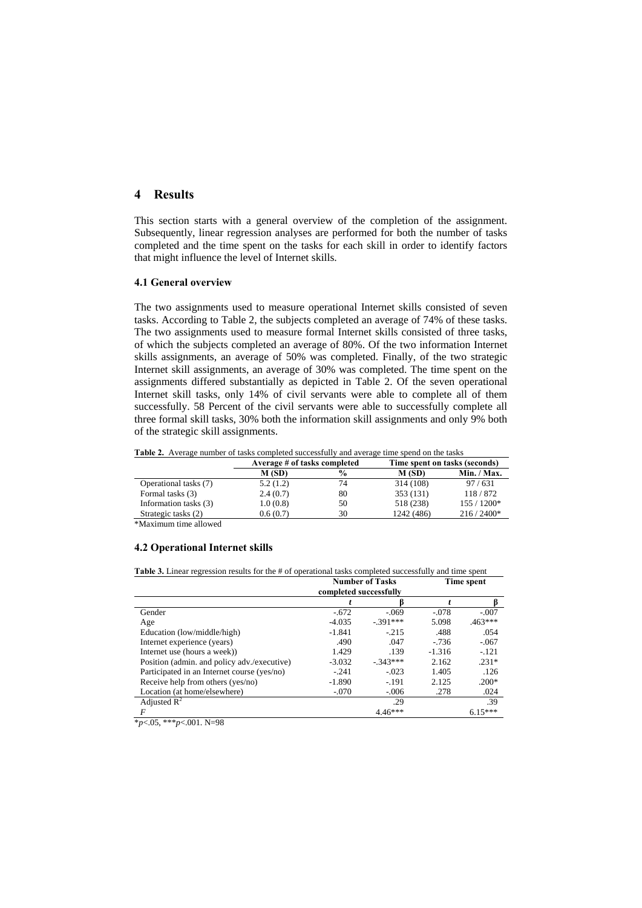## 4 Results

This section starts with a general overview of the completion of the assignment. Subsequently, linear regression analyses are performed for both the number of tasks completed and the time spent on the tasks for each skill in order to identify factors that might influence the level of Internet skills.

### 4.1 General overview

The two assignments used to measure operational Internet skills consisted of seven tasks. According to Table 2, the subjects completed an average of 74% of these tasks. The two assignments used to measure formal Internet skills consisted of three tasks, of which the subjects completed an average of 80%. Of the two information Internet skills assignments, an average of 50% was completed. Finally, of the two strategic Internet skill assignments, an average of 30% was completed. The time spent on the assignments differed substantially as depicted in Table 2. Of the seven operational Internet skill tasks, only 14% of civil servants were able to complete all of them successfully. 58 Percent of the civil servants were able to successfully complete all three formal skill tasks, 30% both the information skill assignments and only 9% both of the strategic skill assignments.

**Table 2.** Average number of tasks completed successfully and average time spend on the tasks

| | Average # of tasks completed | | Time spent on tasks (seconds) | |
|---|---|---|---|---|
| | **M (SD)** | **%** | **M (SD)** | **Min. / Max.** |
| Operational tasks (7) | 5.2 (1.2) | 74 | 314 (108) | 97 / 631 |
| Formal tasks (3) | 2.4 (0.7) | 80 | 353 (131) | 118 / 872 |
| Information tasks (3) | 1.0 (0.8) | 50 | 518 (238) | 155 / 1200* |
| Strategic tasks (2) | 0.6 (0.7) | 30 | 1242 (486) | 216 / 2400* |

*Maximum time allowed

### 4.2 Operational Internet skills

**Table 3.** Linear regression results for the # of operational tasks completed successfully and time spent

| | Number of Tasks completed successfully | | Time spent | |
|---|---|---|---|---|
| | *t* | β | *t* | β |
| Gender | -.672 | -.069 | -.078 | -.007 |
| Age | -4.035 | -.391*** | 5.098 | .463*** |
| Education (low/middle/high) | -1.841 | -.215 | .488 | .054 |
| Internet experience (years) | .490 | .047 | -.736 | -.067 |
| Internet use (hours a week)) | 1.429 | .139 | -1.316 | -.121 |
| Position (admin. and policy adv./executive) | -3.032 | -.343*** | 2.162 | .231* |
| Participated in an Internet course (yes/no) | -.241 | -.023 | 1.405 | .126 |
| Receive help from others (yes/no) | -1.890 | -.191 | 2.125 | .200* |
| Location (at home/elsewhere) | -.070 | -.006 | .278 | .024 |
| Adjusted $R^2$ | | .29 | | .39 |
| *F* | | 4.46*** | | 6.15*** |

*$p$<.05, ***$p$<.001. N=98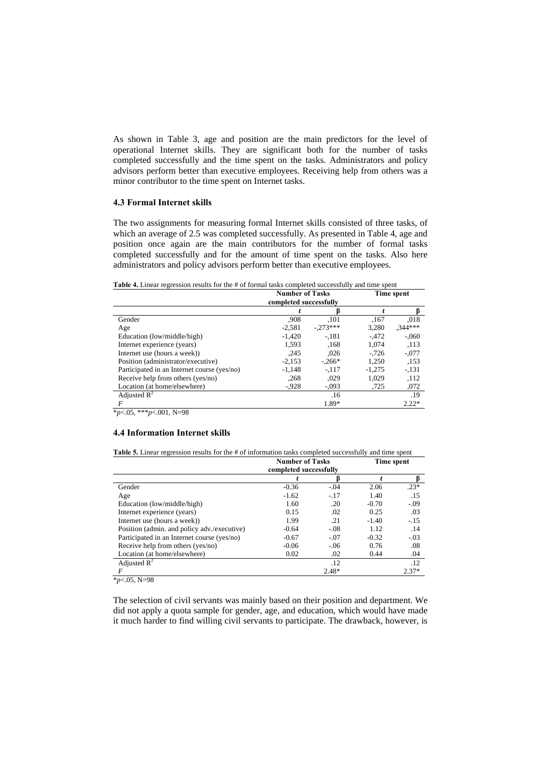As shown in Table 3, age and position are the main predictors for the level of operational Internet skills. They are significant both for the number of tasks completed successfully and the time spent on the tasks. Administrators and policy advisors perform better than executive employees. Receiving help from others was a minor contributor to the time spent on Internet tasks.

### 4.3 Formal Internet skills

The two assignments for measuring formal Internet skills consisted of three tasks, of which an average of 2.5 was completed successfully. As presented in Table 4, age and position once again are the main contributors for the number of formal tasks completed successfully and for the amount of time spent on the tasks. Also here administrators and policy advisors perform better than executive employees.

**Table 4.** Linear regression results for the # of formal tasks completed successfully and time spent

| | Number of Tasks completed successfully | | Time spent | |
|---|---|---|---|---|
| | *t* | β | *t* | β |
| Gender | ,908 | ,101 | ,167 | ,018 |
| Age | -2,581 | -,273*** | 3,280 | ,344*** |
| Education (low/middle/high) | -1,420 | -,181 | -,472 | -,060 |
| Internet experience (years) | 1,593 | ,168 | 1,074 | ,113 |
| Internet use (hours a week)) | ,245 | ,026 | -,726 | -,077 |
| Position (administrator/executive) | -2,153 | -,266* | 1,250 | ,153 |
| Participated in an Internet course (yes/no) | -1,148 | -,117 | -1,275 | -,131 |
| Receive help from others (yes/no) | ,268 | ,029 | 1,029 | ,112 |
| Location (at home/elsewhere) | -,928 | -,093 | ,725 | ,072 |
| Adjusted $R^2$ | | .16 | | .19 |
| *F* | | 1.89* | | 2.22* |

*$p$<.05, ***$p$<.001, N=98

### 4.4 Information Internet skills

**Table 5.** Linear regression results for the # of information tasks completed successfully and time spent

| | Number of Tasks completed successfully | | Time spent | |
|---|---|---|---|---|
| | *t* | β | *t* | β |
| Gender | -0.36 | -.04 | 2.06 | .23* |
| Age | -1.62 | -.17 | 1.40 | .15 |
| Education (low/middle/high) | 1.60 | .20 | -0.70 | -.09 |
| Internet experience (years) | 0.15 | .02 | 0.25 | .03 |
| Internet use (hours a week)) | 1.99 | .21 | -1.40 | -.15 |
| Position (admin. and policy adv./executive) | -0.64 | -.08 | 1.12 | .14 |
| Participated in an Internet course (yes/no) | -0.67 | -.07 | -0.32 | -.03 |
| Receive help from others (yes/no) | -0.06 | -.06 | 0.76 | .08 |
| Location (at home/elsewhere) | 0.02 | .02 | 0.44 | .04 |
| Adjusted $R^2$ | | .12 | | .12 |
| *F* | | 2.48* | | 2.37* |

*$p$<.05, N=98

The selection of civil servants was mainly based on their position and department. We did not apply a quota sample for gender, age, and education, which would have made it much harder to find willing civil servants to participate. The drawback, however, is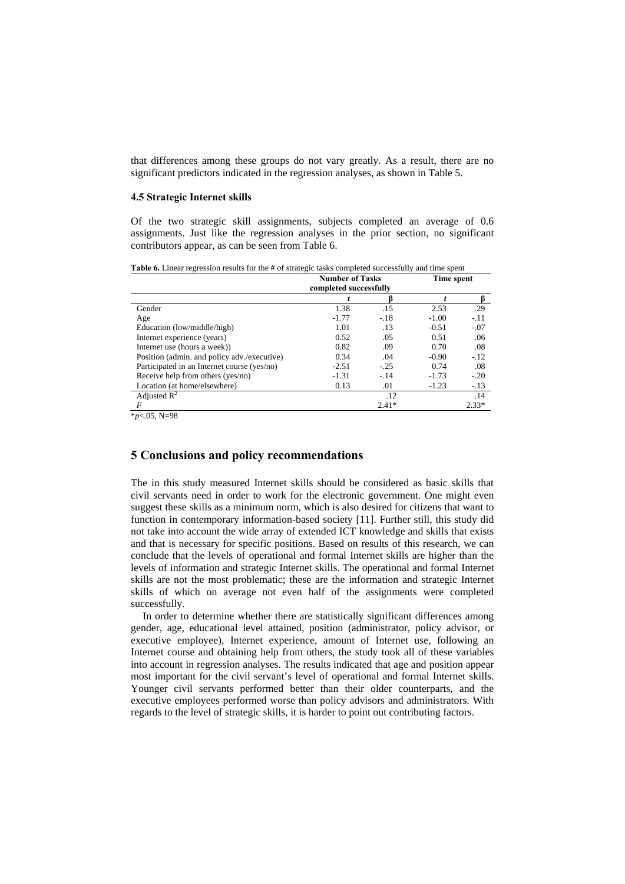that differences among these groups do not vary greatly. As a result, there are no significant predictors indicated in the regression analyses, as shown in Table 5.

### 4.5 Strategic Internet skills

Of the two strategic skill assignments, subjects completed an average of 0.6 assignments. Just like the regression analyses in the prior section, no significant contributors appear, as can be seen from Table 6.

**Table 6.** Linear regression results for the # of strategic tasks completed successfully and time spent

| | Number of Tasks completed successfully | | Time spent | |
|---|---|---|---|---|
| | *t* | β | *t* | β |
| Gender | 1.38 | .15 | 2.53 | .29 |
| Age | -1.77 | -.18 | -1.00 | -.11 |
| Education (low/middle/high) | 1.01 | .13 | -0.51 | -.07 |
| Internet experience (years) | 0.52 | .05 | 0.51 | .06 |
| Internet use (hours a week)) | 0.82 | .09 | 0.70 | .08 |
| Position (admin. and policy adv./executive) | 0.34 | .04 | -0.90 | -.12 |
| Participated in an Internet course (yes/no) | -2.51 | -.25 | 0.74 | .08 |
| Receive help from others (yes/no) | -1.31 | -.14 | -1.73 | -.20 |
| Location (at home/elsewhere) | 0.13 | .01 | -1.23 | -.13 |
| Adjusted $R^2$ | | .12 | | .14 |
| *F* | | 2.41* | | 2.33* |

*$p$<.05, N=98

## 5 Conclusions and policy recommendations

The in this study measured Internet skills should be considered as basic skills that civil servants need in order to work for the electronic government. One might even suggest these skills as a minimum norm, which is also desired for citizens that want to function in contemporary information-based society [11]. Further still, this study did not take into account the wide array of extended ICT knowledge and skills that exists and that is necessary for specific positions. Based on results of this research, we can conclude that the levels of operational and formal Internet skills are higher than the levels of information and strategic Internet skills. The operational and formal Internet skills are not the most problematic; these are the information and strategic Internet skills of which on average not even half of the assignments were completed successfully.

In order to determine whether there are statistically significant differences among gender, age, educational level attained, position (administrator, policy advisor, or executive employee), Internet experience, amount of Internet use, following an Internet course and obtaining help from others, the study took all of these variables into account in regression analyses. The results indicated that age and position appear most important for the civil servant's level of operational and formal Internet skills. Younger civil servants performed better than their older counterparts, and the executive employees performed worse than policy advisors and administrators. With regards to the level of strategic skills, it is harder to point out contributing factors.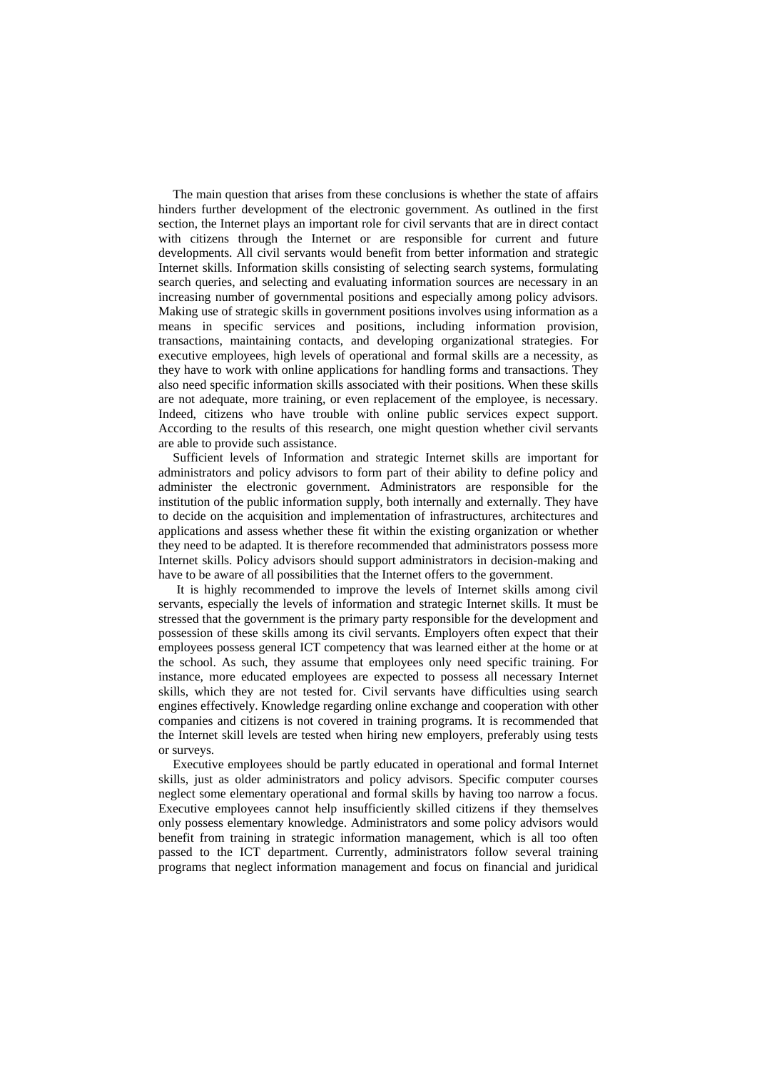The main question that arises from these conclusions is whether the state of affairs hinders further development of the electronic government. As outlined in the first section, the Internet plays an important role for civil servants that are in direct contact with citizens through the Internet or are responsible for current and future developments. All civil servants would benefit from better information and strategic Internet skills. Information skills consisting of selecting search systems, formulating search queries, and selecting and evaluating information sources are necessary in an increasing number of governmental positions and especially among policy advisors. Making use of strategic skills in government positions involves using information as a means in specific services and positions, including information provision, transactions, maintaining contacts, and developing organizational strategies. For executive employees, high levels of operational and formal skills are a necessity, as they have to work with online applications for handling forms and transactions. They also need specific information skills associated with their positions. When these skills are not adequate, more training, or even replacement of the employee, is necessary. Indeed, citizens who have trouble with online public services expect support. According to the results of this research, one might question whether civil servants are able to provide such assistance.

Sufficient levels of Information and strategic Internet skills are important for administrators and policy advisors to form part of their ability to define policy and administer the electronic government. Administrators are responsible for the institution of the public information supply, both internally and externally. They have to decide on the acquisition and implementation of infrastructures, architectures and applications and assess whether these fit within the existing organization or whether they need to be adapted. It is therefore recommended that administrators possess more Internet skills. Policy advisors should support administrators in decision-making and have to be aware of all possibilities that the Internet offers to the government.

It is highly recommended to improve the levels of Internet skills among civil servants, especially the levels of information and strategic Internet skills. It must be stressed that the government is the primary party responsible for the development and possession of these skills among its civil servants. Employers often expect that their employees possess general ICT competency that was learned either at the home or at the school. As such, they assume that employees only need specific training. For instance, more educated employees are expected to possess all necessary Internet skills, which they are not tested for. Civil servants have difficulties using search engines effectively. Knowledge regarding online exchange and cooperation with other companies and citizens is not covered in training programs. It is recommended that the Internet skill levels are tested when hiring new employers, preferably using tests or surveys.

Executive employees should be partly educated in operational and formal Internet skills, just as older administrators and policy advisors. Specific computer courses neglect some elementary operational and formal skills by having too narrow a focus. Executive employees cannot help insufficiently skilled citizens if they themselves only possess elementary knowledge. Administrators and some policy advisors would benefit from training in strategic information management, which is all too often passed to the ICT department. Currently, administrators follow several training programs that neglect information management and focus on financial and juridical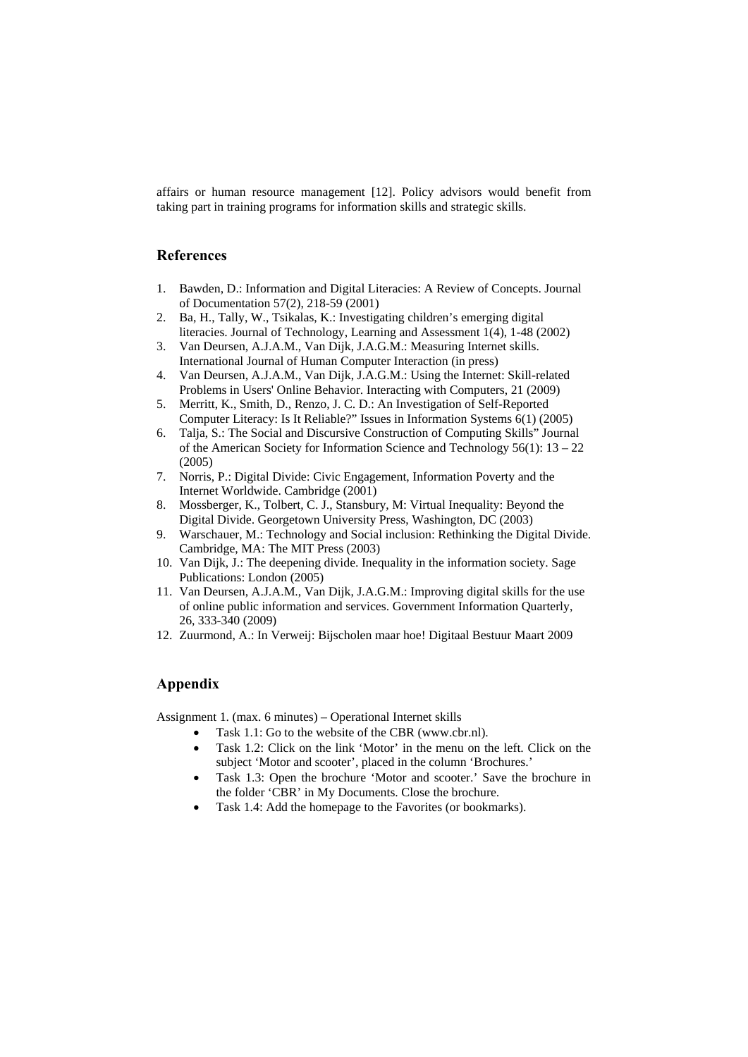affairs or human resource management [12]. Policy advisors would benefit from taking part in training programs for information skills and strategic skills.

## References

1. Bawden, D.: Information and Digital Literacies: A Review of Concepts. Journal of Documentation 57(2), 218-59 (2001)
2. Ba, H., Tally, W., Tsikalas, K.: Investigating children's emerging digital literacies. Journal of Technology, Learning and Assessment 1(4), 1-48 (2002)
3. Van Deursen, A.J.A.M., Van Dijk, J.A.G.M.: Measuring Internet skills. International Journal of Human Computer Interaction (in press)
4. Van Deursen, A.J.A.M., Van Dijk, J.A.G.M.: Using the Internet: Skill-related Problems in Users' Online Behavior. Interacting with Computers, 21 (2009)
5. Merritt, K., Smith, D., Renzo, J. C. D.: An Investigation of Self-Reported Computer Literacy: Is It Reliable?" Issues in Information Systems 6(1) (2005)
6. Talja, S.: The Social and Discursive Construction of Computing Skills" Journal of the American Society for Information Science and Technology 56(1): 13 – 22 (2005)
7. Norris, P.: Digital Divide: Civic Engagement, Information Poverty and the Internet Worldwide. Cambridge (2001)
8. Mossberger, K., Tolbert, C. J., Stansbury, M: Virtual Inequality: Beyond the Digital Divide. Georgetown University Press, Washington, DC (2003)
9. Warschauer, M.: Technology and Social inclusion: Rethinking the Digital Divide. Cambridge, MA: The MIT Press (2003)
10. Van Dijk, J.: The deepening divide. Inequality in the information society. Sage Publications: London (2005)
11. Van Deursen, A.J.A.M., Van Dijk, J.A.G.M.: Improving digital skills for the use of online public information and services. Government Information Quarterly, 26, 333-340 (2009)
12. Zuurmond, A.: In Verweij: Bijscholen maar hoe! Digitaal Bestuur Maart 2009

## Appendix

Assignment 1. (max. 6 minutes) – Operational Internet skills

- Task 1.1: Go to the website of the CBR (www.cbr.nl).
- Task 1.2: Click on the link 'Motor' in the menu on the left. Click on the subject 'Motor and scooter', placed in the column 'Brochures.'
- Task 1.3: Open the brochure 'Motor and scooter.' Save the brochure in the folder 'CBR' in My Documents. Close the brochure.
- Task 1.4: Add the homepage to the Favorites (or bookmarks).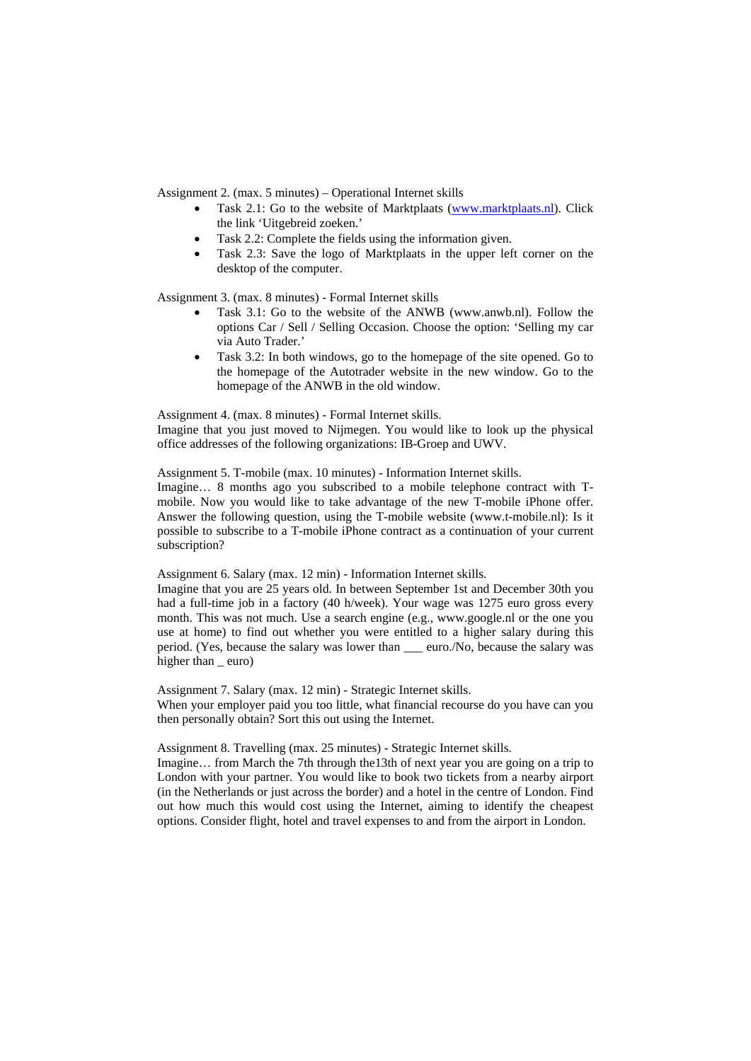Assignment 2. (max. 5 minutes) – Operational Internet skills

- Task 2.1: Go to the website of Marktplaats (www.marktplaats.nl). Click the link 'Uitgebreid zoeken.'
- Task 2.2: Complete the fields using the information given.
- Task 2.3: Save the logo of Marktplaats in the upper left corner on the desktop of the computer.

Assignment 3. (max. 8 minutes) - Formal Internet skills

- Task 3.1: Go to the website of the ANWB (www.anwb.nl). Follow the options Car / Sell / Selling Occasion. Choose the option: 'Selling my car via Auto Trader.'
- Task 3.2: In both windows, go to the homepage of the site opened. Go to the homepage of the Autotrader website in the new window. Go to the homepage of the ANWB in the old window.

Assignment 4. (max. 8 minutes) - Formal Internet skills.
Imagine that you just moved to Nijmegen. You would like to look up the physical office addresses of the following organizations: IB-Groep and UWV.

Assignment 5. T-mobile (max. 10 minutes) - Information Internet skills.
Imagine… 8 months ago you subscribed to a mobile telephone contract with T-mobile. Now you would like to take advantage of the new T-mobile iPhone offer. Answer the following question, using the T-mobile website (www.t-mobile.nl): Is it possible to subscribe to a T-mobile iPhone contract as a continuation of your current subscription?

Assignment 6. Salary (max. 12 min) - Information Internet skills.
Imagine that you are 25 years old. In between September 1st and December 30th you had a full-time job in a factory (40 h/week). Your wage was 1275 euro gross every month. This was not much. Use a search engine (e.g., www.google.nl or the one you use at home) to find out whether you were entitled to a higher salary during this period. (Yes, because the salary was lower than ___ euro./No, because the salary was higher than _ euro)

Assignment 7. Salary (max. 12 min) - Strategic Internet skills.
When your employer paid you too little, what financial recourse do you have can you then personally obtain? Sort this out using the Internet.

Assignment 8. Travelling (max. 25 minutes) - Strategic Internet skills.
Imagine… from March the 7th through the13th of next year you are going on a trip to London with your partner. You would like to book two tickets from a nearby airport (in the Netherlands or just across the border) and a hotel in the centre of London. Find out how much this would cost using the Internet, aiming to identify the cheapest options. Consider flight, hotel and travel expenses to and from the airport in London.